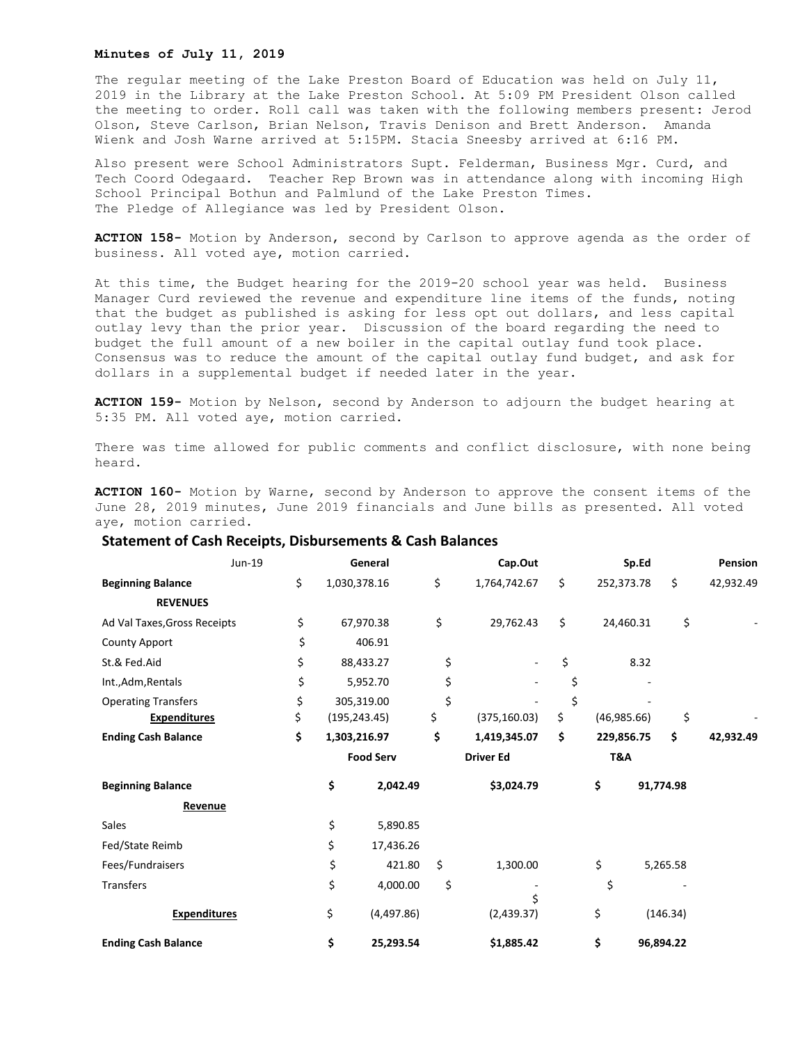**Minutes of July 11, 2019**

The regular meeting of the Lake Preston Board of Education was held on July 11, 2019 in the Library at the Lake Preston School. At 5:09 PM President Olson called the meeting to order. Roll call was taken with the following members present: Jerod Olson, Steve Carlson, Brian Nelson, Travis Denison and Brett Anderson. Amanda Wienk and Josh Warne arrived at 5:15PM. Stacia Sneesby arrived at 6:16 PM.

Also present were School Administrators Supt. Felderman, Business Mgr. Curd, and Tech Coord Odegaard. Teacher Rep Brown was in attendance along with incoming High School Principal Bothun and Palmlund of the Lake Preston Times.
The Pledge of Allegiance was led by President Olson.

**ACTION 158-** Motion by Anderson, second by Carlson to approve agenda as the order of business. All voted aye, motion carried.

At this time, the Budget hearing for the 2019-20 school year was held. Business Manager Curd reviewed the revenue and expenditure line items of the funds, noting that the budget as published is asking for less opt out dollars, and less capital outlay levy than the prior year. Discussion of the board regarding the need to budget the full amount of a new boiler in the capital outlay fund took place. Consensus was to reduce the amount of the capital outlay fund budget, and ask for dollars in a supplemental budget if needed later in the year.

**ACTION 159-** Motion by Nelson, second by Anderson to adjourn the budget hearing at 5:35 PM. All voted aye, motion carried.

There was time allowed for public comments and conflict disclosure, with none being heard.

**ACTION 160-** Motion by Warne, second by Anderson to approve the consent items of the June 28, 2019 minutes, June 2019 financials and June bills as presented. All voted aye, motion carried.

## Statement of Cash Receipts, Disbursements & Cash Balances

| Jun-19 | General | Cap.Out | Sp.Ed | Pension |
|---|---|---|---|---|
| **Beginning Balance** | $ 1,030,378.16 | $ 1,764,742.67 | $ 252,373.78 | $ 42,932.49 |
| **REVENUES** | | | | |
| Ad Val Taxes,Gross Receipts | $ 67,970.38 | $ 29,762.43 | $ 24,460.31 | $ - |
| County Apport | $ 406.91 | | | |
| St.& Fed.Aid | $ 88,433.27 | $ - | $ 8.32 | |
| Int.,Adm,Rentals | $ 5,952.70 | $ - | $ - | |
| Operating Transfers | $ 305,319.00 | $ - | $ - | |
| **Expenditures** | $ (195,243.45) | $ (375,160.03) | $ (46,985.66) | $ - |
| **Ending Cash Balance** | **$ 1,303,216.97** | **$ 1,419,345.07** | **$ 229,856.75** | **$ 42,932.49** |

| | Food Serv | Driver Ed | T&A |
|---|---|---|---|
| **Beginning Balance** | **$ 2,042.49** | **$3,024.79** | **$ 91,774.98** |
| **Revenue** | | | |
| Sales | $ 5,890.85 | | |
| Fed/State Reimb | $ 17,436.26 | | |
| Fees/Fundraisers | $ 421.80 | $ 1,300.00 | $ 5,265.58 |
| Transfers | $ 4,000.00 | $ - | $ - |
| **Expenditures** | $ (4,497.86) | $ (2,439.37) | $ (146.34) |
| **Ending Cash Balance** | **$ 25,293.54** | **$1,885.42** | **$ 96,894.22** |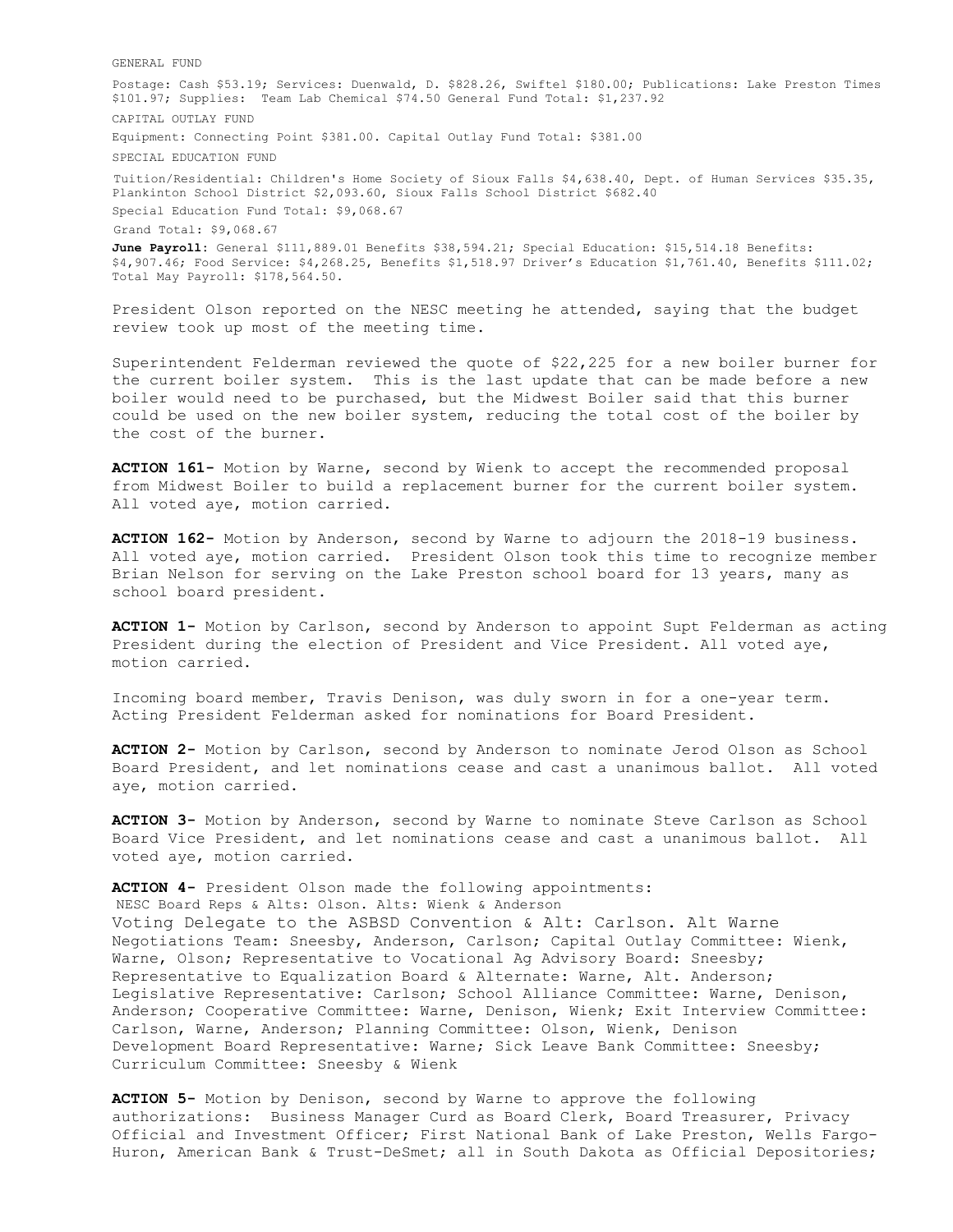GENERAL FUND

Postage: Cash $53.19; Services: Duenwald, D. $828.26, Swiftel $180.00; Publications: Lake Preston Times $101.97; Supplies: Team Lab Chemical $74.50 General Fund Total: $1,237.92

CAPITAL OUTLAY FUND

Equipment: Connecting Point $381.00. Capital Outlay Fund Total: $381.00

SPECIAL EDUCATION FUND

Tuition/Residential: Children's Home Society of Sioux Falls $4,638.40, Dept. of Human Services $35.35, Plankinton School District $2,093.60, Sioux Falls School District $682.40

Special Education Fund Total: $9,068.67

Grand Total: $9,068.67

**June Payroll**: General $111,889.01 Benefits $38,594.21; Special Education: $15,514.18 Benefits: $4,907.46; Food Service: $4,268.25, Benefits $1,518.97 Driver's Education $1,761.40, Benefits $111.02; Total May Payroll: $178,564.50.

President Olson reported on the NESC meeting he attended, saying that the budget review took up most of the meeting time.

Superintendent Felderman reviewed the quote of $22,225 for a new boiler burner for the current boiler system. This is the last update that can be made before a new boiler would need to be purchased, but the Midwest Boiler said that this burner could be used on the new boiler system, reducing the total cost of the boiler by the cost of the burner.

**ACTION 161-** Motion by Warne, second by Wienk to accept the recommended proposal from Midwest Boiler to build a replacement burner for the current boiler system. All voted aye, motion carried.

**ACTION 162-** Motion by Anderson, second by Warne to adjourn the 2018-19 business. All voted aye, motion carried. President Olson took this time to recognize member Brian Nelson for serving on the Lake Preston school board for 13 years, many as school board president.

**ACTION 1-** Motion by Carlson, second by Anderson to appoint Supt Felderman as acting President during the election of President and Vice President. All voted aye, motion carried.

Incoming board member, Travis Denison, was duly sworn in for a one-year term. Acting President Felderman asked for nominations for Board President.

**ACTION 2-** Motion by Carlson, second by Anderson to nominate Jerod Olson as School Board President, and let nominations cease and cast a unanimous ballot. All voted aye, motion carried.

**ACTION 3-** Motion by Anderson, second by Warne to nominate Steve Carlson as School Board Vice President, and let nominations cease and cast a unanimous ballot. All voted aye, motion carried.

**ACTION 4-** President Olson made the following appointments:
NESC Board Reps & Alts: Olson. Alts: Wienk & Anderson
Voting Delegate to the ASBSD Convention & Alt: Carlson. Alt Warne
Negotiations Team: Sneesby, Anderson, Carlson; Capital Outlay Committee: Wienk, Warne, Olson; Representative to Vocational Ag Advisory Board: Sneesby; Representative to Equalization Board & Alternate: Warne, Alt. Anderson; Legislative Representative: Carlson; School Alliance Committee: Warne, Denison, Anderson; Cooperative Committee: Warne, Denison, Wienk; Exit Interview Committee: Carlson, Warne, Anderson; Planning Committee: Olson, Wienk, Denison
Development Board Representative: Warne; Sick Leave Bank Committee: Sneesby; Curriculum Committee: Sneesby & Wienk

**ACTION 5-** Motion by Denison, second by Warne to approve the following authorizations: Business Manager Curd as Board Clerk, Board Treasurer, Privacy Official and Investment Officer; First National Bank of Lake Preston, Wells Fargo-Huron, American Bank & Trust-DeSmet; all in South Dakota as Official Depositories;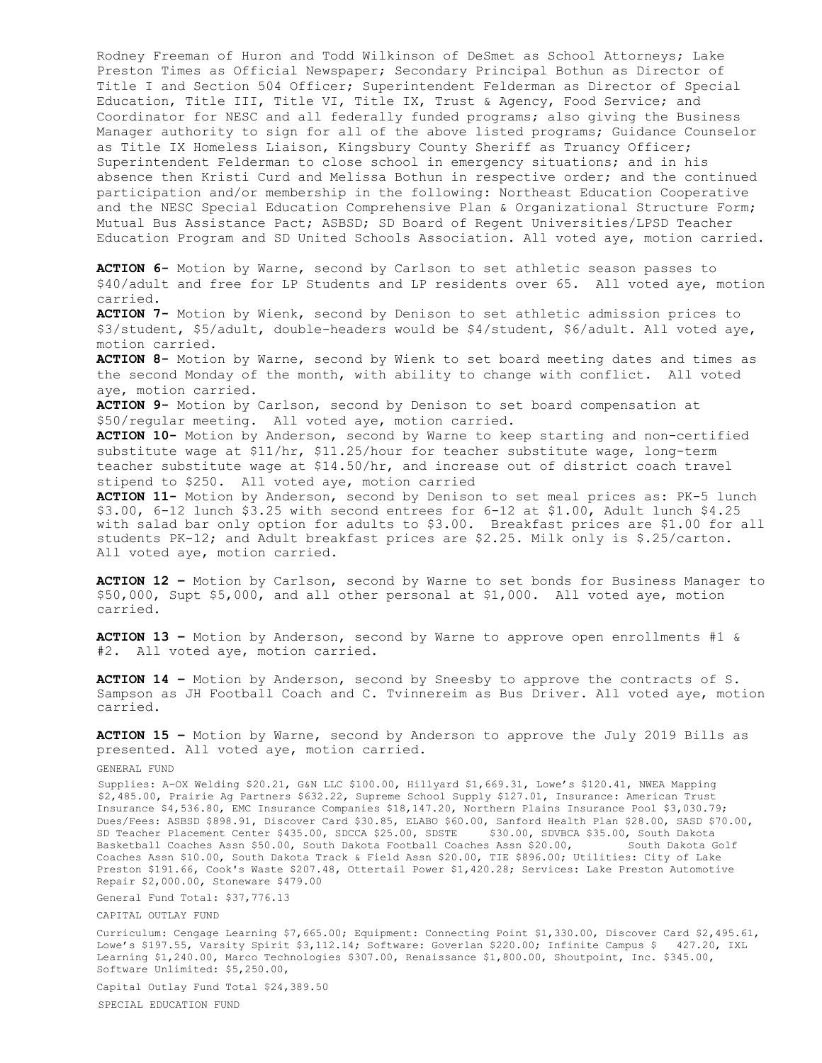Rodney Freeman of Huron and Todd Wilkinson of DeSmet as School Attorneys; Lake Preston Times as Official Newspaper; Secondary Principal Bothun as Director of Title I and Section 504 Officer; Superintendent Felderman as Director of Special Education, Title III, Title VI, Title IX, Trust & Agency, Food Service; and Coordinator for NESC and all federally funded programs; also giving the Business Manager authority to sign for all of the above listed programs; Guidance Counselor as Title IX Homeless Liaison, Kingsbury County Sheriff as Truancy Officer; Superintendent Felderman to close school in emergency situations; and in his absence then Kristi Curd and Melissa Bothun in respective order; and the continued participation and/or membership in the following: Northeast Education Cooperative and the NESC Special Education Comprehensive Plan & Organizational Structure Form; Mutual Bus Assistance Pact; ASBSD; SD Board of Regent Universities/LPSD Teacher Education Program and SD United Schools Association. All voted aye, motion carried.

**ACTION 6-** Motion by Warne, second by Carlson to set athletic season passes to $40/adult and free for LP Students and LP residents over 65. All voted aye, motion carried.

**ACTION 7-** Motion by Wienk, second by Denison to set athletic admission prices to $3/student, $5/adult, double-headers would be $4/student, $6/adult. All voted aye, motion carried.

**ACTION 8-** Motion by Warne, second by Wienk to set board meeting dates and times as the second Monday of the month, with ability to change with conflict. All voted aye, motion carried.

**ACTION 9-** Motion by Carlson, second by Denison to set board compensation at $50/regular meeting. All voted aye, motion carried.

**ACTION 10-** Motion by Anderson, second by Warne to keep starting and non-certified substitute wage at $11/hr, $11.25/hour for teacher substitute wage, long-term teacher substitute wage at $14.50/hr, and increase out of district coach travel stipend to $250. All voted aye, motion carried

**ACTION 11-** Motion by Anderson, second by Denison to set meal prices as: PK-5 lunch $3.00, 6-12 lunch $3.25 with second entrees for 6-12 at $1.00, Adult lunch $4.25 with salad bar only option for adults to $3.00. Breakfast prices are $1.00 for all students PK-12; and Adult breakfast prices are $2.25. Milk only is $.25/carton. All voted aye, motion carried.

**ACTION 12 –** Motion by Carlson, second by Warne to set bonds for Business Manager to $50,000, Supt $5,000, and all other personal at $1,000. All voted aye, motion carried.

**ACTION 13 –** Motion by Anderson, second by Warne to approve open enrollments #1 & #2. All voted aye, motion carried.

**ACTION 14 –** Motion by Anderson, second by Sneesby to approve the contracts of S. Sampson as JH Football Coach and C. Tvinnereim as Bus Driver. All voted aye, motion carried.

**ACTION 15 –** Motion by Warne, second by Anderson to approve the July 2019 Bills as presented. All voted aye, motion carried.

GENERAL FUND

Supplies: A-OX Welding $20.21, G&N LLC $100.00, Hillyard $1,669.31, Lowe's $120.41, NWEA Mapping $2,485.00, Prairie Ag Partners $632.22, Supreme School Supply $127.01, Insurance: American Trust Insurance $4,536.80, EMC Insurance Companies $18,147.20, Northern Plains Insurance Pool $3,030.79; Dues/Fees: ASBSD $898.91, Discover Card $30.85, ELABO $60.00, Sanford Health Plan $28.00, SASD $70.00, SD Teacher Placement Center $435.00, SDCCA $25.00, SDSTE $30.00, SDVBCA $35.00, South Dakota Basketball Coaches Assn $50.00, South Dakota Football Coaches Assn $20.00, South Dakota Golf Coaches Assn $10.00, South Dakota Track & Field Assn $20.00, TIE $896.00; Utilities: City of Lake Preston $191.66, Cook's Waste $207.48, Ottertail Power $1,420.28; Services: Lake Preston Automotive Repair $2,000.00, Stoneware $479.00

General Fund Total: $37,776.13

CAPITAL OUTLAY FUND

Curriculum: Cengage Learning $7,665.00; Equipment: Connecting Point $1,330.00, Discover Card $2,495.61, Lowe's $197.55, Varsity Spirit $3,112.14; Software: Goverlan $220.00; Infinite Campus $ 427.20, IXL Learning $1,240.00, Marco Technologies $307.00, Renaissance $1,800.00, Shoutpoint, Inc. $345.00, Software Unlimited: $5,250.00,

Capital Outlay Fund Total $24,389.50

SPECIAL EDUCATION FUND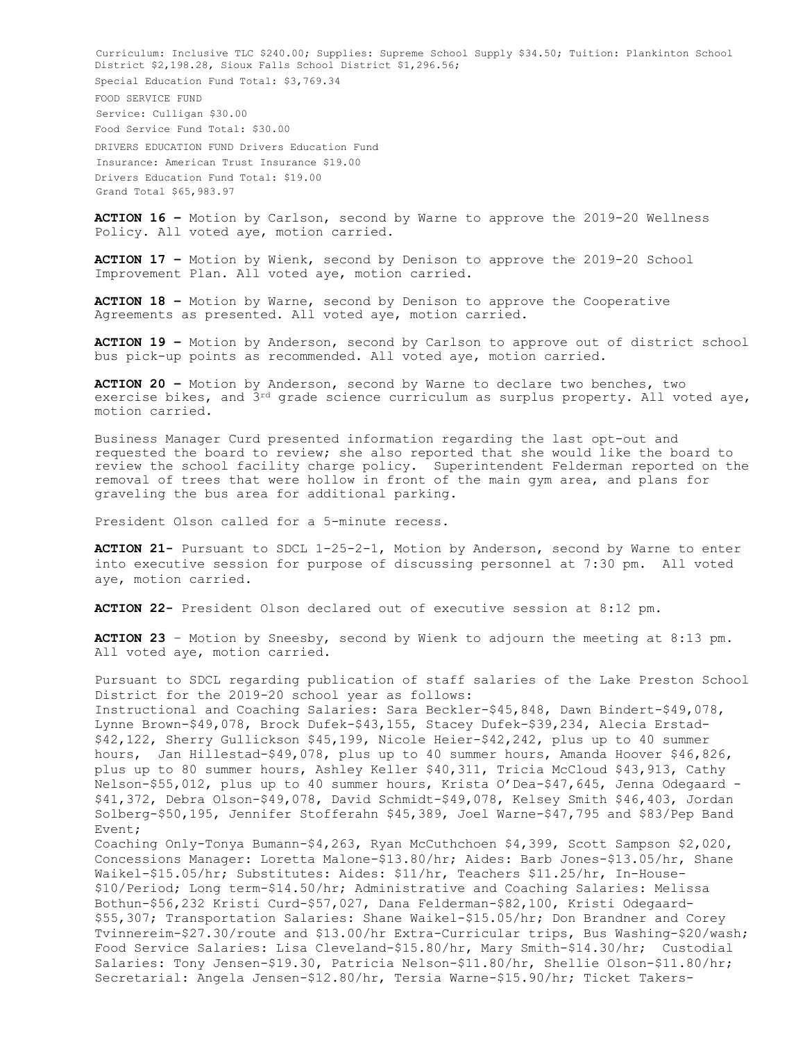Curriculum: Inclusive TLC $240.00; Supplies: Supreme School Supply $34.50; Tuition: Plankinton School District $2,198.28, Sioux Falls School District $1,296.56;

Special Education Fund Total: $3,769.34

FOOD SERVICE FUND

Service: Culligan $30.00

Food Service Fund Total: $30.00

DRIVERS EDUCATION FUND Drivers Education Fund

Insurance: American Trust Insurance $19.00

Drivers Education Fund Total: $19.00

Grand Total $65,983.97

**ACTION 16 –** Motion by Carlson, second by Warne to approve the 2019-20 Wellness Policy. All voted aye, motion carried.

**ACTION 17 –** Motion by Wienk, second by Denison to approve the 2019-20 School Improvement Plan. All voted aye, motion carried.

**ACTION 18 –** Motion by Warne, second by Denison to approve the Cooperative Agreements as presented. All voted aye, motion carried.

**ACTION 19 –** Motion by Anderson, second by Carlson to approve out of district school bus pick-up points as recommended. All voted aye, motion carried.

**ACTION 20 –** Motion by Anderson, second by Warne to declare two benches, two exercise bikes, and 3rd grade science curriculum as surplus property. All voted aye, motion carried.

Business Manager Curd presented information regarding the last opt-out and requested the board to review; she also reported that she would like the board to review the school facility charge policy. Superintendent Felderman reported on the removal of trees that were hollow in front of the main gym area, and plans for graveling the bus area for additional parking.

President Olson called for a 5-minute recess.

**ACTION 21-** Pursuant to SDCL 1-25-2-1, Motion by Anderson, second by Warne to enter into executive session for purpose of discussing personnel at 7:30 pm. All voted aye, motion carried.

**ACTION 22-** President Olson declared out of executive session at 8:12 pm.

**ACTION 23** – Motion by Sneesby, second by Wienk to adjourn the meeting at 8:13 pm. All voted aye, motion carried.

Pursuant to SDCL regarding publication of staff salaries of the Lake Preston School District for the 2019-20 school year as follows:
Instructional and Coaching Salaries: Sara Beckler-$45,848, Dawn Bindert-$49,078, Lynne Brown-$49,078, Brock Dufek-$43,155, Stacey Dufek-$39,234, Alecia Erstad-$42,122, Sherry Gullickson $45,199, Nicole Heier-$42,242, plus up to 40 summer hours, Jan Hillestad-$49,078, plus up to 40 summer hours, Amanda Hoover $46,826, plus up to 80 summer hours, Ashley Keller $40,311, Tricia McCloud $43,913, Cathy Nelson-$55,012, plus up to 40 summer hours, Krista O'Dea-$47,645, Jenna Odegaard - $41,372, Debra Olson-$49,078, David Schmidt-$49,078, Kelsey Smith $46,403, Jordan Solberg-$50,195, Jennifer Stofferahn $45,389, Joel Warne-$47,795 and $83/Pep Band Event;
Coaching Only-Tonya Bumann-$4,263, Ryan McCuthchoen $4,399, Scott Sampson $2,020, Concessions Manager: Loretta Malone-$13.80/hr; Aides: Barb Jones-$13.05/hr, Shane Waikel-$15.05/hr; Substitutes: Aides: $11/hr, Teachers $11.25/hr, In-House-$10/Period; Long term-$14.50/hr; Administrative and Coaching Salaries: Melissa Bothun-$56,232 Kristi Curd-$57,027, Dana Felderman-$82,100, Kristi Odegaard-$55,307; Transportation Salaries: Shane Waikel-$15.05/hr; Don Brandner and Corey Tvinnereim-$27.30/route and $13.00/hr Extra-Curricular trips, Bus Washing-$20/wash; Food Service Salaries: Lisa Cleveland-$15.80/hr, Mary Smith-$14.30/hr; Custodial Salaries: Tony Jensen-$19.30, Patricia Nelson-$11.80/hr, Shellie Olson-$11.80/hr; Secretarial: Angela Jensen-$12.80/hr, Tersia Warne-$15.90/hr; Ticket Takers-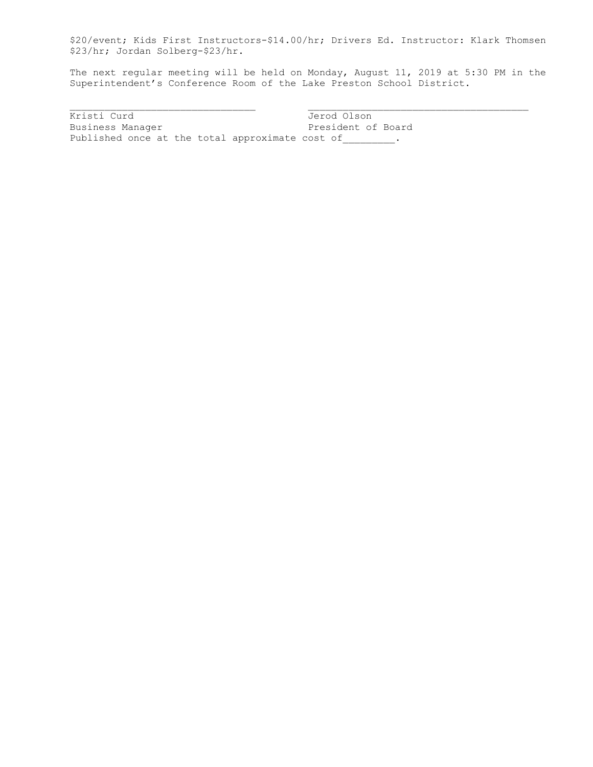$20/event; Kids First Instructors-$14.00/hr; Drivers Ed. Instructor: Klark Thomsen $23/hr; Jordan Solberg-$23/hr.

The next regular meeting will be held on Monday, August 11, 2019 at 5:30 PM in the Superintendent's Conference Room of the Lake Preston School District.

| | |
|---|---|
| _______________________________ | _____________________________________ |
| Kristi Curd | Jerod Olson |
| Business Manager | President of Board |

Published once at the total approximate cost of_________.